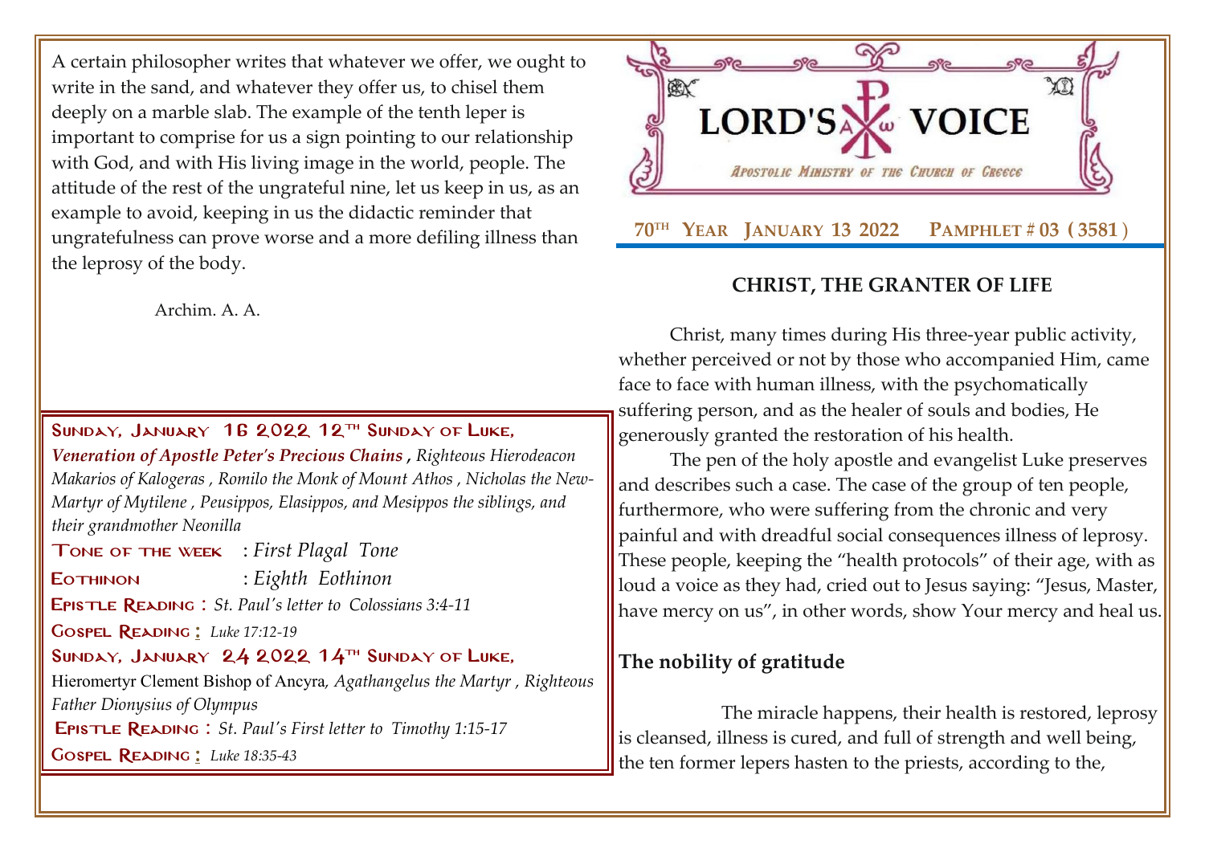A certain philosopher writes that whatever we offer, we ought to write in the sand, and whatever they offer us, to chisel them deeply on a marble slab. The example of the tenth leper is important to comprise for us a sign pointing to our relationship with God, and with His living image in the world, people. The attitude of the rest of the ungrateful nine, let us keep in us, as an example to avoid, keeping in us the didactic reminder that ungratefulness can prove worse and a more defiling illness than the leprosy of the body.

Archim. A. A.

**SUNDAY, JANUARY 16 2022 12TH SUNDAY OF LUKE,**
***Veneration of Apostle Peter's Precious Chains*** , *Righteous Hierodeacon Makarios of Kalogeras , Romilo the Monk of Mount Athos , Nicholas the New-Martyr of Mytilene , Peusippos, Elasippos, and Mesippos the siblings, and their grandmother Neonilla*

**TONE OF THE WEEK** : *First Plagal Tone*

**EOTHINON** : *Eighth Eothinon*

**EPISTLE READING :** *St. Paul's letter to Colossians 3:4-11*

**GOSPEL READING :** *Luke 17:12-19*

**SUNDAY, JANUARY 24 2022 14TH SUNDAY OF LUKE,**
Hieromertyr Clement Bishop of Ancyra, *Agathangelus the Martyr , Righteous Father Dionysius of Olympus*

**EPISTLE READING :** *St. Paul's First letter to Timothy 1:15-17*

**GOSPEL READING :** *Luke 18:35-43*

# LORD'S VOICE

*APOSTOLIC MINISTRY OF THE CHURCH OF GREECE*

**70TH YEAR JANUARY 13 2022 PAMPHLET # 03 (3581)**

## CHRIST, THE GRANTER OF LIFE

Christ, many times during His three-year public activity, whether perceived or not by those who accompanied Him, came face to face with human illness, with the psychomatically suffering person, and as the healer of souls and bodies, He generously granted the restoration of his health.

The pen of the holy apostle and evangelist Luke preserves and describes such a case. The case of the group of ten people, furthermore, who were suffering from the chronic and very painful and with dreadful social consequences illness of leprosy. These people, keeping the "health protocols" of their age, with as loud a voice as they had, cried out to Jesus saying: "Jesus, Master, have mercy on us", in other words, show Your mercy and heal us.

### The nobility of gratitude

The miracle happens, their health is restored, leprosy is cleansed, illness is cured, and full of strength and well being, the ten former lepers hasten to the priests, according to the,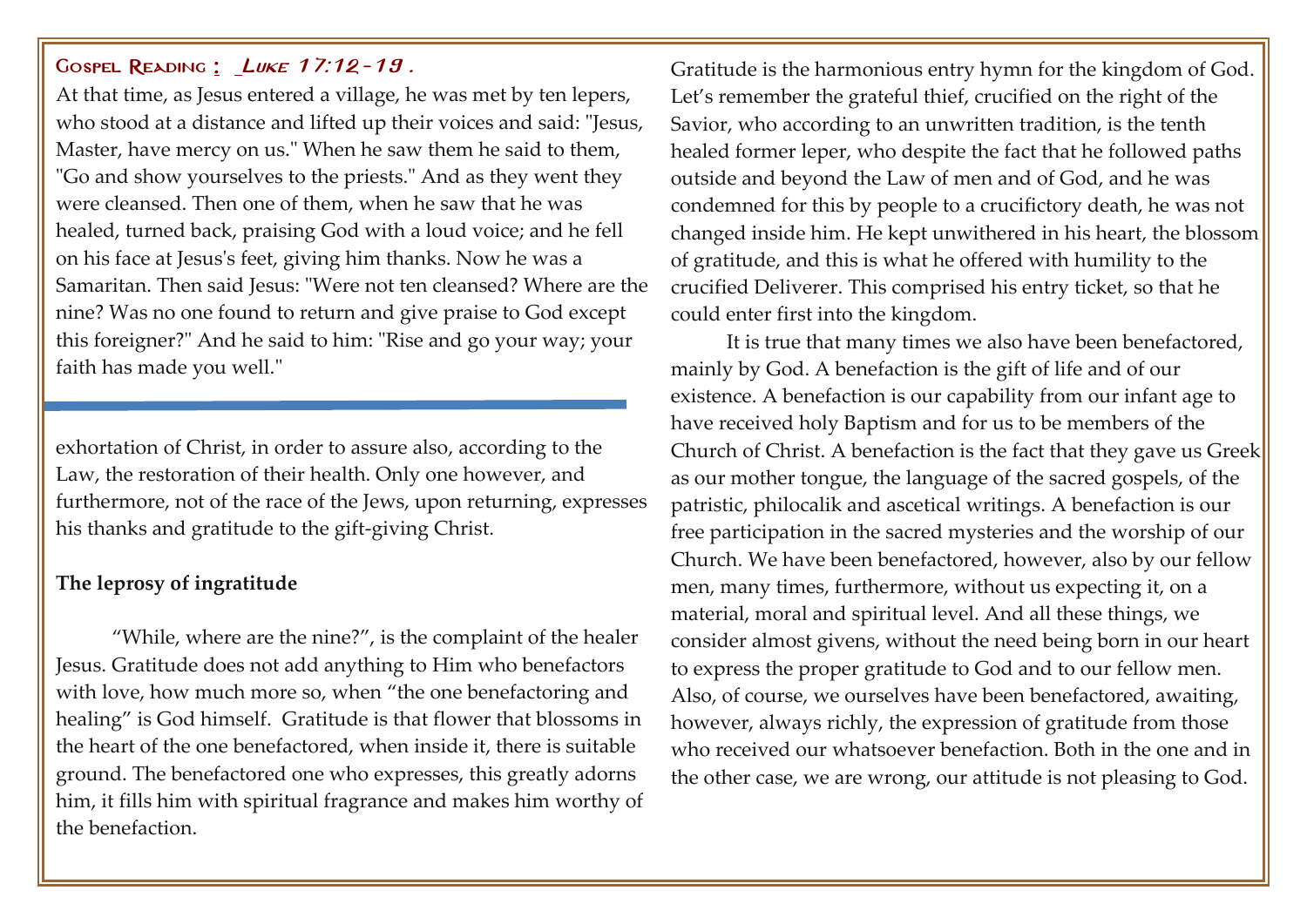**Gospel Reading : Luke 17:12-19.**

At that time, as Jesus entered a village, he was met by ten lepers, who stood at a distance and lifted up their voices and said: "Jesus, Master, have mercy on us." When he saw them he said to them, "Go and show yourselves to the priests." And as they went they were cleansed. Then one of them, when he saw that he was healed, turned back, praising God with a loud voice; and he fell on his face at Jesus's feet, giving him thanks. Now he was a Samaritan. Then said Jesus: "Were not ten cleansed? Where are the nine? Was no one found to return and give praise to God except this foreigner?" And he said to him: "Rise and go your way; your faith has made you well."

---

exhortation of Christ, in order to assure also, according to the Law, the restoration of their health. Only one however, and furthermore, not of the race of the Jews, upon returning, expresses his thanks and gratitude to the gift-giving Christ.

**The leprosy of ingratitude**

"While, where are the nine?", is the complaint of the healer Jesus. Gratitude does not add anything to Him who benefactors with love, how much more so, when "the one benefactoring and healing" is God himself. Gratitude is that flower that blossoms in the heart of the one benefactored, when inside it, there is suitable ground. The benefactored one who expresses, this greatly adorns him, it fills him with spiritual fragrance and makes him worthy of the benefaction.

Gratitude is the harmonious entry hymn for the kingdom of God. Let's remember the grateful thief, crucified on the right of the Savior, who according to an unwritten tradition, is the tenth healed former leper, who despite the fact that he followed paths outside and beyond the Law of men and of God, and he was condemned for this by people to a crucifictory death, he was not changed inside him. He kept unwithered in his heart, the blossom of gratitude, and this is what he offered with humility to the crucified Deliverer. This comprised his entry ticket, so that he could enter first into the kingdom.

It is true that many times we also have been benefactored, mainly by God. A benefaction is the gift of life and of our existence. A benefaction is our capability from our infant age to have received holy Baptism and for us to be members of the Church of Christ. A benefaction is the fact that they gave us Greek as our mother tongue, the language of the sacred gospels, of the patristic, philocalik and ascetical writings. A benefaction is our free participation in the sacred mysteries and the worship of our Church. We have been benefactored, however, also by our fellow men, many times, furthermore, without us expecting it, on a material, moral and spiritual level. And all these things, we consider almost givens, without the need being born in our heart to express the proper gratitude to God and to our fellow men. Also, of course, we ourselves have been benefactored, awaiting, however, always richly, the expression of gratitude from those who received our whatsoever benefaction. Both in the one and in the other case, we are wrong, our attitude is not pleasing to God.